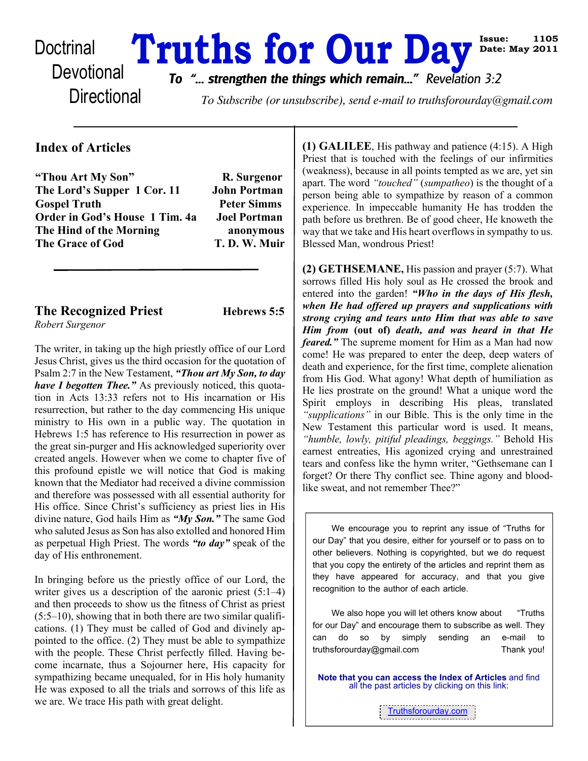# Truths for Our Day

Doctrinal
Devotional
Directional

Issue: 1105
Date: May 2011

*To "… strengthen the things which remain…" Revelation 3:2*

*To Subscribe (or unsubscribe), send e-mail to truthsforourday@gmail.com*

## Index of Articles

| | |
|---|---|
| **"Thou Art My Son"** | **R. Surgenor** |
| **The Lord's Supper 1 Cor. 11** | **John Portman** |
| **Gospel Truth** | **Peter Simms** |
| **Order in God's House 1 Tim. 4a** | **Joel Portman** |
| **The Hind of the Morning** | **anonymous** |
| **The Grace of God** | **T. D. W. Muir** |

## The Recognized Priest — Hebrews 5:5

*Robert Surgenor*

The writer, in taking up the high priestly office of our Lord Jesus Christ, gives us the third occasion for the quotation of Psalm 2:7 in the New Testament, ***"Thou art My Son, to day have I begotten Thee."*** As previously noticed, this quotation in Acts 13:33 refers not to His incarnation or His resurrection, but rather to the day commencing His unique ministry to His own in a public way. The quotation in Hebrews 1:5 has reference to His resurrection in power as the great sin-purger and His acknowledged superiority over created angels. However when we come to chapter five of this profound epistle we will notice that God is making known that the Mediator had received a divine commission and therefore was possessed with all essential authority for His office. Since Christ's sufficiency as priest lies in His divine nature, God hails Him as ***"My Son."*** The same God who saluted Jesus as Son has also extolled and honored Him as perpetual High Priest. The words ***"to day"*** speak of the day of His enthronement.

In bringing before us the priestly office of our Lord, the writer gives us a description of the aaronic priest (5:1–4) and then proceeds to show us the fitness of Christ as priest (5:5–10), showing that in both there are two similar qualifications. (1) They must be called of God and divinely appointed to the office. (2) They must be able to sympathize with the people. These Christ perfectly filled. Having become incarnate, thus a Sojourner here, His capacity for sympathizing became unequaled, for in His holy humanity He was exposed to all the trials and sorrows of this life as we are. We trace His path with great delight.

**(1) GALILEE**, His pathway and patience (4:15). A High Priest that is touched with the feelings of our infirmities (weakness), because in all points tempted as we are, yet sin apart. The word *"touched"* (*sumpatheo*) is the thought of a person being able to sympathize by reason of a common experience. In impeccable humanity He has trodden the path before us brethren. Be of good cheer, He knoweth the way that we take and His heart overflows in sympathy to us. Blessed Man, wondrous Priest!

**(2) GETHSEMANE,** His passion and prayer (5:7). What sorrows filled His holy soul as He crossed the brook and entered into the garden! ***"Who in the days of His flesh, when He had offered up prayers and supplications with strong crying and tears unto Him that was able to save Him from* (out of) *death, and was heard in that He feared."*** The supreme moment for Him as a Man had now come! He was prepared to enter the deep, deep waters of death and experience, for the first time, complete alienation from His God. What agony! What depth of humiliation as He lies prostrate on the ground! What a unique word the Spirit employs in describing His pleas, translated *"supplications"* in our Bible. This is the only time in the New Testament this particular word is used. It means, *"humble, lowly, pitiful pleadings, beggings."* Behold His earnest entreaties, His agonized crying and unrestrained tears and confess like the hymn writer, "Gethsemane can I forget? Or there Thy conflict see. Thine agony and blood-like sweat, and not remember Thee?"

---

We encourage you to reprint any issue of "Truths for our Day" that you desire, either for yourself or to pass on to other believers. Nothing is copyrighted, but we do request that you copy the entirety of the articles and reprint them as they have appeared for accuracy, and that you give recognition to the author of each article.

We also hope you will let others know about "Truths for our Day" and encourage them to subscribe as well. They can do so by simply sending an e-mail to truthsforourday@gmail.com Thank you!

**Note that you can access the Index of Articles** and find all the past articles by clicking on this link:

Truthsforourday.com

---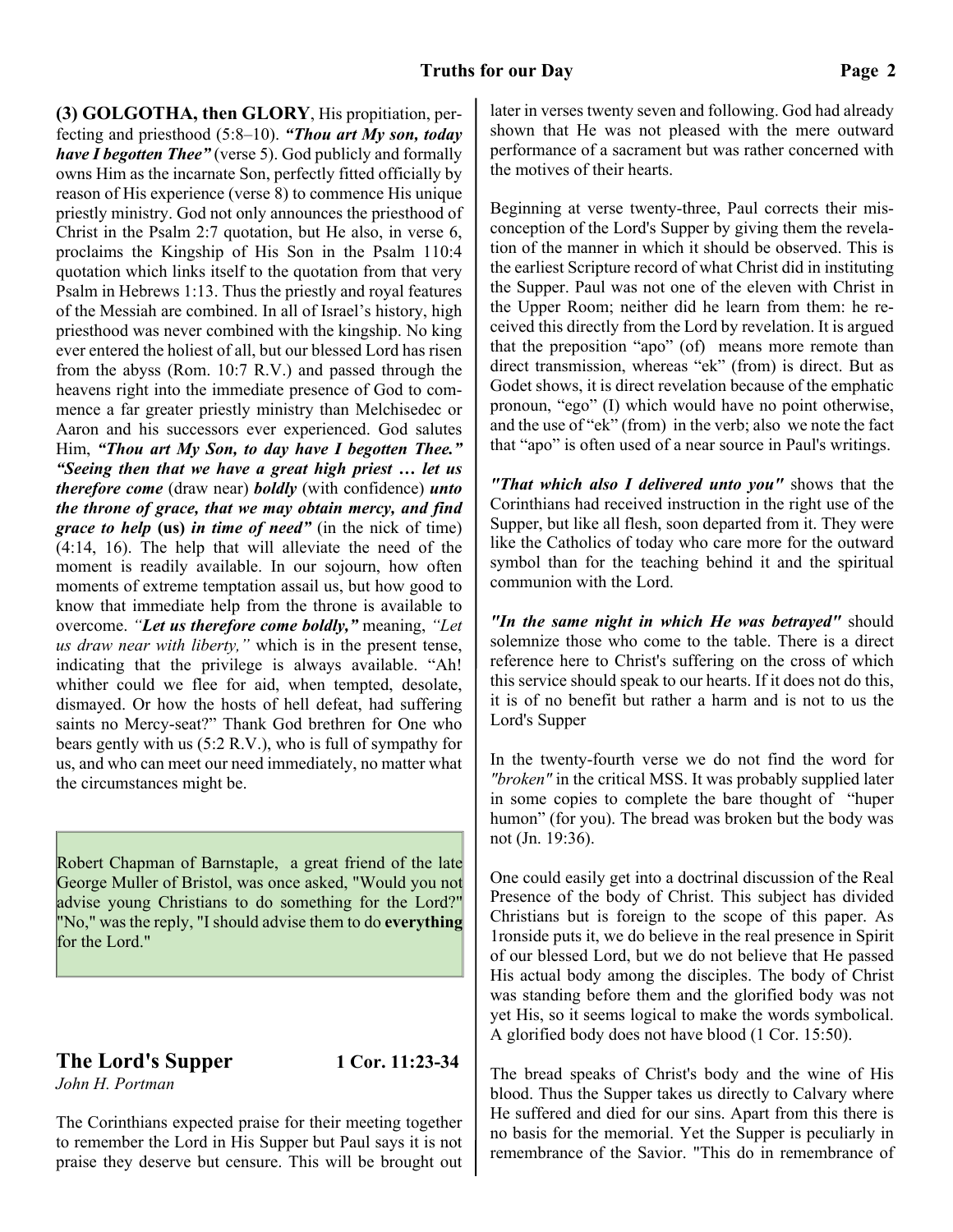**(3) GOLGOTHA, then GLORY**, His propitiation, perfecting and priesthood (5:8–10). ***"Thou art My son, today have I begotten Thee"*** (verse 5). God publicly and formally owns Him as the incarnate Son, perfectly fitted officially by reason of His experience (verse 8) to commence His unique priestly ministry. God not only announces the priesthood of Christ in the Psalm 2:7 quotation, but He also, in verse 6, proclaims the Kingship of His Son in the Psalm 110:4 quotation which links itself to the quotation from that very Psalm in Hebrews 1:13. Thus the priestly and royal features of the Messiah are combined. In all of Israel's history, high priesthood was never combined with the kingship. No king ever entered the holiest of all, but our blessed Lord has risen from the abyss (Rom. 10:7 R.V.) and passed through the heavens right into the immediate presence of God to commence a far greater priestly ministry than Melchisedec or Aaron and his successors ever experienced. God salutes Him, ***"Thou art My Son, to day have I begotten Thee." "Seeing then that we have a great high priest … let us therefore come*** (draw near) ***boldly*** (with confidence) ***unto the throne of grace, that we may obtain mercy, and find grace to help*** **(us)** ***in time of need"*** (in the nick of time) (4:14, 16). The help that will alleviate the need of the moment is readily available. In our sojourn, how often moments of extreme temptation assail us, but how good to know that immediate help from the throne is available to overcome. *"**Let us therefore come boldly,**"* meaning, *"Let us draw near with liberty,"* which is in the present tense, indicating that the privilege is always available. "Ah! whither could we flee for aid, when tempted, desolate, dismayed. Or how the hosts of hell defeat, had suffering saints no Mercy-seat?" Thank God brethren for One who bears gently with us (5:2 R.V.), who is full of sympathy for us, and who can meet our need immediately, no matter what the circumstances might be.

> Robert Chapman of Barnstaple, a great friend of the late George Muller of Bristol, was once asked, "Would you not advise young Christians to do something for the Lord?" "No," was the reply, "I should advise them to do **everything** for the Lord."

## The Lord's Supper — 1 Cor. 11:23-34

*John H. Portman*

The Corinthians expected praise for their meeting together to remember the Lord in His Supper but Paul says it is not praise they deserve but censure. This will be brought out later in verses twenty seven and following. God had already shown that He was not pleased with the mere outward performance of a sacrament but was rather concerned with the motives of their hearts.

Beginning at verse twenty-three, Paul corrects their misconception of the Lord's Supper by giving them the revelation of the manner in which it should be observed. This is the earliest Scripture record of what Christ did in instituting the Supper. Paul was not one of the eleven with Christ in the Upper Room; neither did he learn from them: he received this directly from the Lord by revelation. It is argued that the preposition "apo" (of) means more remote than direct transmission, whereas "ek" (from) is direct. But as Godet shows, it is direct revelation because of the emphatic pronoun, "ego" (I) which would have no point otherwise, and the use of "ek" (from) in the verb; also we note the fact that "apo" is often used of a near source in Paul's writings.

***"That which also I delivered unto you"*** shows that the Corinthians had received instruction in the right use of the Supper, but like all flesh, soon departed from it. They were like the Catholics of today who care more for the outward symbol than for the teaching behind it and the spiritual communion with the Lord.

***"In the same night in which He was betrayed"*** should solemnize those who come to the table. There is a direct reference here to Christ's suffering on the cross of which this service should speak to our hearts. If it does not do this, it is of no benefit but rather a harm and is not to us the Lord's Supper

In the twenty-fourth verse we do not find the word for *"broken"* in the critical MSS. It was probably supplied later in some copies to complete the bare thought of "huper humon" (for you). The bread was broken but the body was not (Jn. 19:36).

One could easily get into a doctrinal discussion of the Real Presence of the body of Christ. This subject has divided Christians but is foreign to the scope of this paper. As 1ronside puts it, we do believe in the real presence in Spirit of our blessed Lord, but we do not believe that He passed His actual body among the disciples. The body of Christ was standing before them and the glorified body was not yet His, so it seems logical to make the words symbolical. A glorified body does not have blood (1 Cor. 15:50).

The bread speaks of Christ's body and the wine of His blood. Thus the Supper takes us directly to Calvary where He suffered and died for our sins. Apart from this there is no basis for the memorial. Yet the Supper is peculiarly in remembrance of the Savior. "This do in remembrance of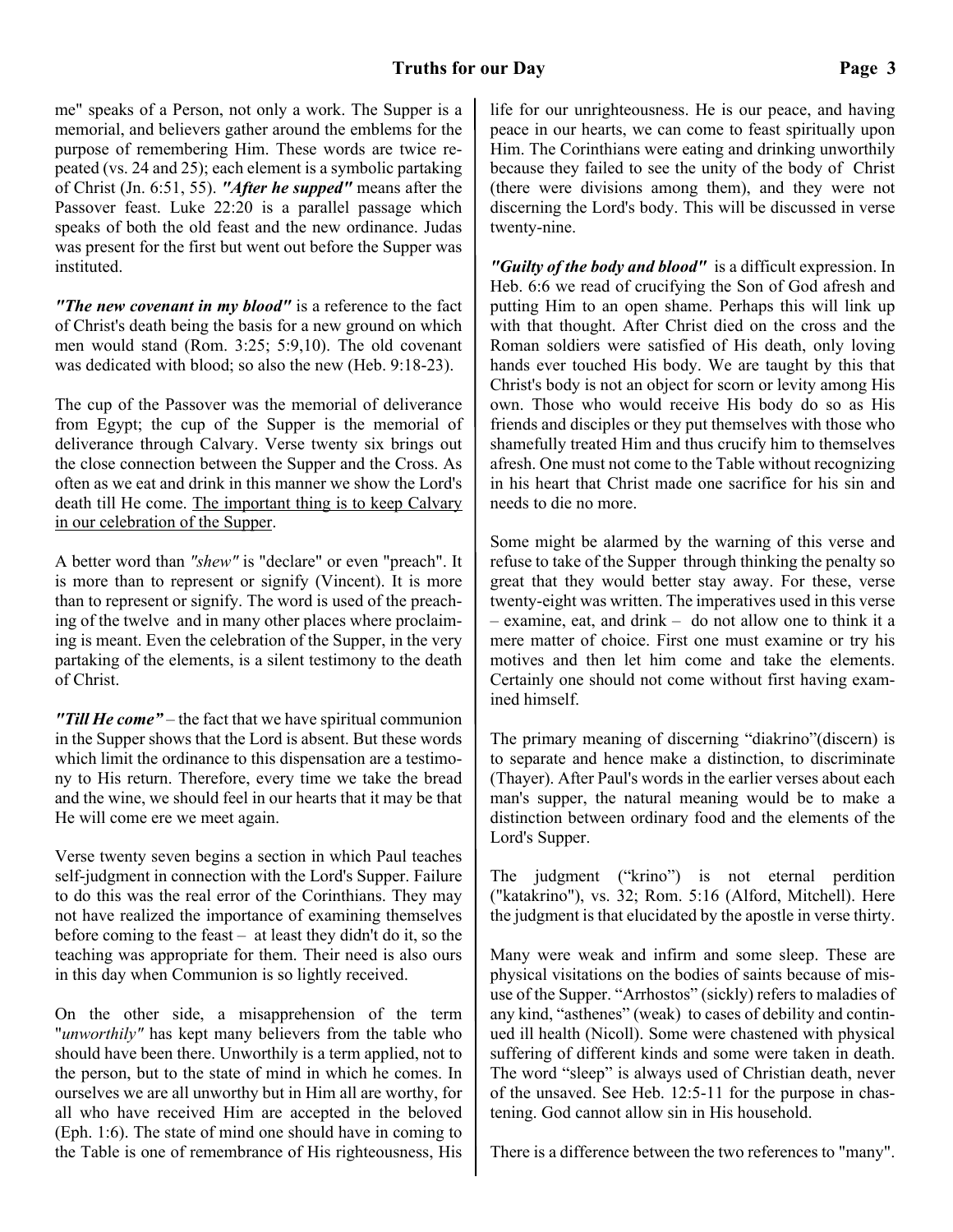me" speaks of a Person, not only a work. The Supper is a memorial, and believers gather around the emblems for the purpose of remembering Him. These words are twice repeated (vs. 24 and 25); each element is a symbolic partaking of Christ (Jn. 6:51, 55). ***"After he supped"*** means after the Passover feast. Luke 22:20 is a parallel passage which speaks of both the old feast and the new ordinance. Judas was present for the first but went out before the Supper was instituted.

***"The new covenant in my blood"*** is a reference to the fact of Christ's death being the basis for a new ground on which men would stand (Rom. 3:25; 5:9,10). The old covenant was dedicated with blood; so also the new (Heb. 9:18-23).

The cup of the Passover was the memorial of deliverance from Egypt; the cup of the Supper is the memorial of deliverance through Calvary. Verse twenty six brings out the close connection between the Supper and the Cross. As often as we eat and drink in this manner we show the Lord's death till He come. <u>The important thing is to keep Calvary in our celebration of the Supper</u>.

A better word than *"shew"* is "declare" or even "preach". It is more than to represent or signify (Vincent). It is more than to represent or signify. The word is used of the preaching of the twelve and in many other places where proclaiming is meant. Even the celebration of the Supper, in the very partaking of the elements, is a silent testimony to the death of Christ.

***"Till He come"*** – the fact that we have spiritual communion in the Supper shows that the Lord is absent. But these words which limit the ordinance to this dispensation are a testimony to His return. Therefore, every time we take the bread and the wine, we should feel in our hearts that it may be that He will come ere we meet again.

Verse twenty seven begins a section in which Paul teaches self-judgment in connection with the Lord's Supper. Failure to do this was the real error of the Corinthians. They may not have realized the importance of examining themselves before coming to the feast – at least they didn't do it, so the teaching was appropriate for them. Their need is also ours in this day when Communion is so lightly received.

On the other side, a misapprehension of the term "*unworthily"* has kept many believers from the table who should have been there. Unworthily is a term applied, not to the person, but to the state of mind in which he comes. In ourselves we are all unworthy but in Him all are worthy, for all who have received Him are accepted in the beloved (Eph. 1:6). The state of mind one should have in coming to the Table is one of remembrance of His righteousness, His life for our unrighteousness. He is our peace, and having peace in our hearts, we can come to feast spiritually upon Him. The Corinthians were eating and drinking unworthily because they failed to see the unity of the body of Christ (there were divisions among them), and they were not discerning the Lord's body. This will be discussed in verse twenty-nine.

***"Guilty of the body and blood"*** is a difficult expression. In Heb. 6:6 we read of crucifying the Son of God afresh and putting Him to an open shame. Perhaps this will link up with that thought. After Christ died on the cross and the Roman soldiers were satisfied of His death, only loving hands ever touched His body. We are taught by this that Christ's body is not an object for scorn or levity among His own. Those who would receive His body do so as His friends and disciples or they put themselves with those who shamefully treated Him and thus crucify him to themselves afresh. One must not come to the Table without recognizing in his heart that Christ made one sacrifice for his sin and needs to die no more.

Some might be alarmed by the warning of this verse and refuse to take of the Supper through thinking the penalty so great that they would better stay away. For these, verse twenty-eight was written. The imperatives used in this verse – examine, eat, and drink – do not allow one to think it a mere matter of choice. First one must examine or try his motives and then let him come and take the elements. Certainly one should not come without first having examined himself.

The primary meaning of discerning "diakrino"(discern) is to separate and hence make a distinction, to discriminate (Thayer). After Paul's words in the earlier verses about each man's supper, the natural meaning would be to make a distinction between ordinary food and the elements of the Lord's Supper.

The judgment ("krino") is not eternal perdition ("katakrino"), vs. 32; Rom. 5:16 (Alford, Mitchell). Here the judgment is that elucidated by the apostle in verse thirty.

Many were weak and infirm and some sleep. These are physical visitations on the bodies of saints because of misuse of the Supper. "Arrhostos" (sickly) refers to maladies of any kind, "asthenes" (weak) to cases of debility and continued ill health (Nicoll). Some were chastened with physical suffering of different kinds and some were taken in death. The word "sleep" is always used of Christian death, never of the unsaved. See Heb. 12:5-11 for the purpose in chastening. God cannot allow sin in His household.

There is a difference between the two references to "many".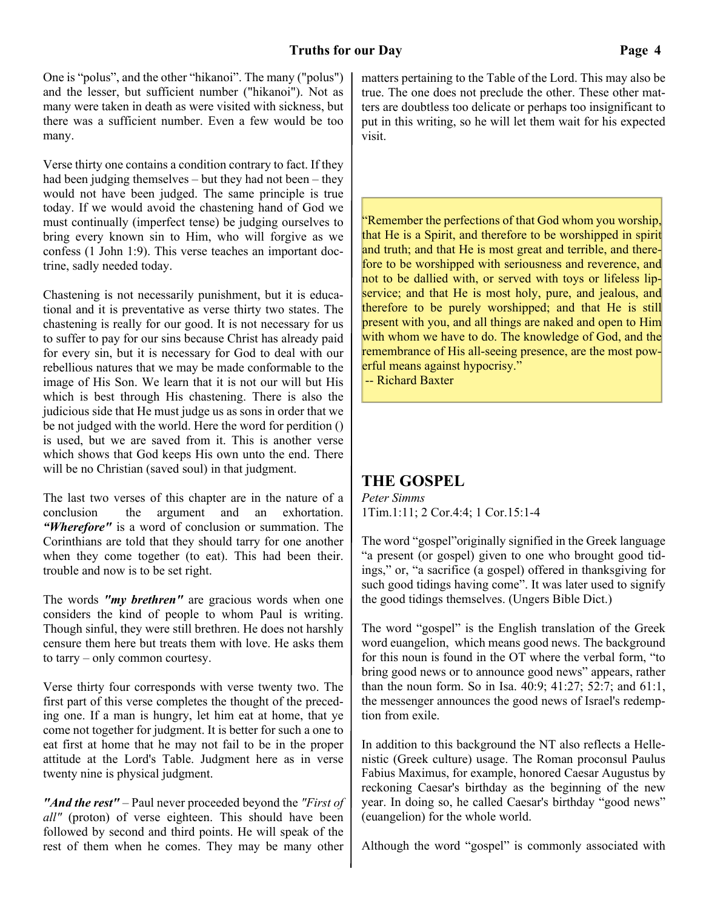One is “polus”, and the other “hikanoi”. The many ("polus") and the lesser, but sufficient number ("hikanoi"). Not as many were taken in death as were visited with sickness, but there was a sufficient number. Even a few would be too many.

Verse thirty one contains a condition contrary to fact. If they had been judging themselves – but they had not been – they would not have been judged. The same principle is true today. If we would avoid the chastening hand of God we must continually (imperfect tense) be judging ourselves to bring every known sin to Him, who will forgive as we confess (1 John 1:9). This verse teaches an important doctrine, sadly needed today.

Chastening is not necessarily punishment, but it is educational and it is preventative as verse thirty two states. The chastening is really for our good. It is not necessary for us to suffer to pay for our sins because Christ has already paid for every sin, but it is necessary for God to deal with our rebellious natures that we may be made conformable to the image of His Son. We learn that it is not our will but His which is best through His chastening. There is also the judicious side that He must judge us as sons in order that we be not judged with the world. Here the word for perdition () is used, but we are saved from it. This is another verse which shows that God keeps His own unto the end. There will be no Christian (saved soul) in that judgment.

The last two verses of this chapter are in the nature of a conclusion the argument and an exhortation. ***“Wherefore"*** is a word of conclusion or summation. The Corinthians are told that they should tarry for one another when they come together (to eat). This had been their. trouble and now is to be set right.

The words ***"my brethren"*** are gracious words when one considers the kind of people to whom Paul is writing. Though sinful, they were still brethren. He does not harshly censure them here but treats them with love. He asks them to tarry – only common courtesy.

Verse thirty four corresponds with verse twenty two. The first part of this verse completes the thought of the preceding one. If a man is hungry, let him eat at home, that ye come not together for judgment. It is better for such a one to eat first at home that he may not fail to be in the proper attitude at the Lord's Table. Judgment here as in verse twenty nine is physical judgment.

***"And the rest"*** – Paul never proceeded beyond the *"First of all"* (proton) of verse eighteen. This should have been followed by second and third points. He will speak of the rest of them when he comes. They may be many other matters pertaining to the Table of the Lord. This may also be true. The one does not preclude the other. These other matters are doubtless too delicate or perhaps too insignificant to put in this writing, so he will let them wait for his expected visit.

> “Remember the perfections of that God whom you worship, that He is a Spirit, and therefore to be worshipped in spirit and truth; and that He is most great and terrible, and therefore to be worshipped with seriousness and reverence, and not to be dallied with, or served with toys or lifeless lip-service; and that He is most holy, pure, and jealous, and therefore to be purely worshipped; and that He is still present with you, and all things are naked and open to Him with whom we have to do. The knowledge of God, and the remembrance of His all-seeing presence, are the most powerful means against hypocrisy.”
> -- Richard Baxter

## THE GOSPEL

*Peter Simms*

1Tim.1:11; 2 Cor.4:4; 1 Cor.15:1-4

The word “gospel”originally signified in the Greek language “a present (or gospel) given to one who brought good tidings,” or, “a sacrifice (a gospel) offered in thanksgiving for such good tidings having come”. It was later used to signify the good tidings themselves. (Ungers Bible Dict.)

The word “gospel” is the English translation of the Greek word euangelion, which means good news. The background for this noun is found in the OT where the verbal form, “to bring good news or to announce good news” appears, rather than the noun form. So in Isa. 40:9; 41:27; 52:7; and 61:1, the messenger announces the good news of Israel's redemption from exile.

In addition to this background the NT also reflects a Hellenistic (Greek culture) usage. The Roman proconsul Paulus Fabius Maximus, for example, honored Caesar Augustus by reckoning Caesar's birthday as the beginning of the new year. In doing so, he called Caesar's birthday “good news” (euangelion) for the whole world.

Although the word “gospel” is commonly associated with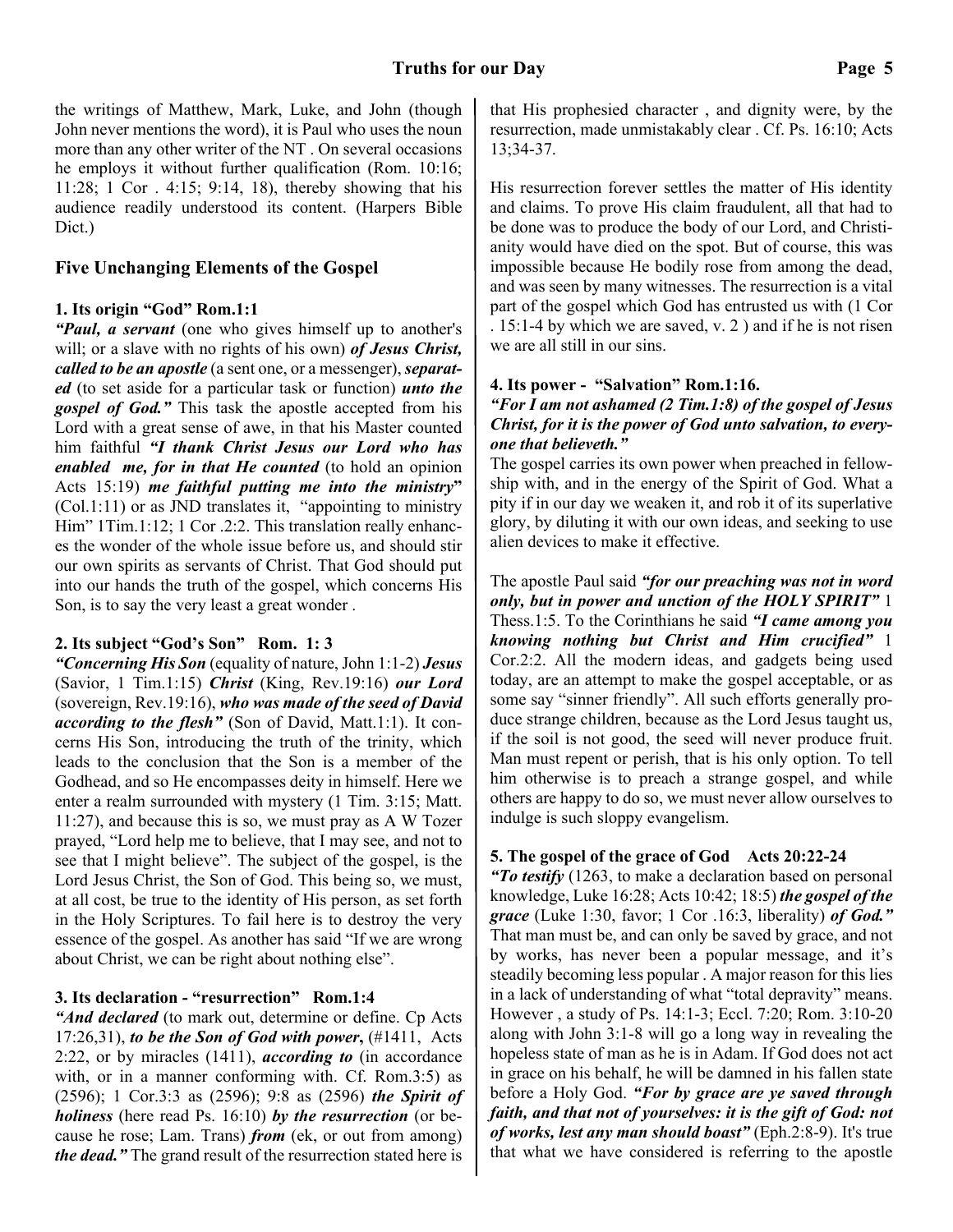the writings of Matthew, Mark, Luke, and John (though John never mentions the word), it is Paul who uses the noun more than any other writer of the NT . On several occasions he employs it without further qualification (Rom. 10:16; 11:28; 1 Cor . 4:15; 9:14, 18), thereby showing that his audience readily understood its content. (Harpers Bible Dict.)

### Five Unchanging Elements of the Gospel

#### 1. Its origin "God" Rom.1:1

***"Paul, a servant*** (one who gives himself up to another's will; or a slave with no rights of his own) ***of Jesus Christ, called to be an apostle*** (a sent one, or a messenger), ***separated*** (to set aside for a particular task or function) ***unto the gospel of God."*** This task the apostle accepted from his Lord with a great sense of awe, in that his Master counted him faithful ***"I thank Christ Jesus our Lord who has enabled me, for in that He counted*** (to hold an opinion Acts 15:19) ***me faithful putting me into the ministry"*** (Col.1:11) or as JND translates it, "appointing to ministry Him" 1Tim.1:12; 1 Cor .2:2. This translation really enhances the wonder of the whole issue before us, and should stir our own spirits as servants of Christ. That God should put into our hands the truth of the gospel, which concerns His Son, is to say the very least a great wonder .

#### 2. Its subject "God's Son" Rom. 1: 3

***"Concerning His Son*** (equality of nature, John 1:1-2) ***Jesus*** (Savior, 1 Tim.1:15) ***Christ*** (King, Rev.19:16) ***our Lord*** (sovereign, Rev.19:16), ***who was made of the seed of David according to the flesh"*** (Son of David, Matt.1:1). It concerns His Son, introducing the truth of the trinity, which leads to the conclusion that the Son is a member of the Godhead, and so He encompasses deity in himself. Here we enter a realm surrounded with mystery (1 Tim. 3:15; Matt. 11:27), and because this is so, we must pray as A W Tozer prayed, "Lord help me to believe, that I may see, and not to see that I might believe". The subject of the gospel, is the Lord Jesus Christ, the Son of God. This being so, we must, at all cost, be true to the identity of His person, as set forth in the Holy Scriptures. To fail here is to destroy the very essence of the gospel. As another has said "If we are wrong about Christ, we can be right about nothing else".

#### 3. Its declaration - "resurrection" Rom.1:4

***"And declared*** (to mark out, determine or define. Cp Acts 17:26,31), ***to be the Son of God with power,*** (#1411, Acts 2:22, or by miracles (1411), ***according to*** (in accordance with, or in a manner conforming with. Cf. Rom.3:5) as (2596); 1 Cor.3:3 as (2596); 9:8 as (2596) ***the Spirit of holiness*** (here read Ps. 16:10) ***by the resurrection*** (or because he rose; Lam. Trans) ***from*** (ek, or out from among) ***the dead."*** The grand result of the resurrection stated here is that His prophesied character , and dignity were, by the resurrection, made unmistakably clear . Cf. Ps. 16:10; Acts 13;34-37.

His resurrection forever settles the matter of His identity and claims. To prove His claim fraudulent, all that had to be done was to produce the body of our Lord, and Christianity would have died on the spot. But of course, this was impossible because He bodily rose from among the dead, and was seen by many witnesses. The resurrection is a vital part of the gospel which God has entrusted us with (1 Cor . 15:1-4 by which we are saved, v. 2 ) and if he is not risen we are all still in our sins.

#### 4. Its power - "Salvation" Rom.1:16.

***"For I am not ashamed (2 Tim.1:8) of the gospel of Jesus Christ, for it is the power of God unto salvation, to everyone that believeth."***

The gospel carries its own power when preached in fellowship with, and in the energy of the Spirit of God. What a pity if in our day we weaken it, and rob it of its superlative glory, by diluting it with our own ideas, and seeking to use alien devices to make it effective.

The apostle Paul said ***"for our preaching was not in word only, but in power and unction of the HOLY SPIRIT"*** 1 Thess.1:5. To the Corinthians he said ***"I came among you knowing nothing but Christ and Him crucified"*** 1 Cor.2:2. All the modern ideas, and gadgets being used today, are an attempt to make the gospel acceptable, or as some say "sinner friendly". All such efforts generally produce strange children, because as the Lord Jesus taught us, if the soil is not good, the seed will never produce fruit. Man must repent or perish, that is his only option. To tell him otherwise is to preach a strange gospel, and while others are happy to do so, we must never allow ourselves to indulge is such sloppy evangelism.

#### 5. The gospel of the grace of God Acts 20:22-24

***"To testify*** (1263, to make a declaration based on personal knowledge, Luke 16:28; Acts 10:42; 18:5) ***the gospel of the grace*** (Luke 1:30, favor; 1 Cor .16:3, liberality) ***of God."*** That man must be, and can only be saved by grace, and not by works, has never been a popular message, and it's steadily becoming less popular . A major reason for this lies in a lack of understanding of what "total depravity" means. However , a study of Ps. 14:1-3; Eccl. 7:20; Rom. 3:10-20 along with John 3:1-8 will go a long way in revealing the hopeless state of man as he is in Adam. If God does not act in grace on his behalf, he will be damned in his fallen state before a Holy God. ***"For by grace are ye saved through faith, and that not of yourselves: it is the gift of God: not of works, lest any man should boast"*** (Eph.2:8-9). It's true that what we have considered is referring to the apostle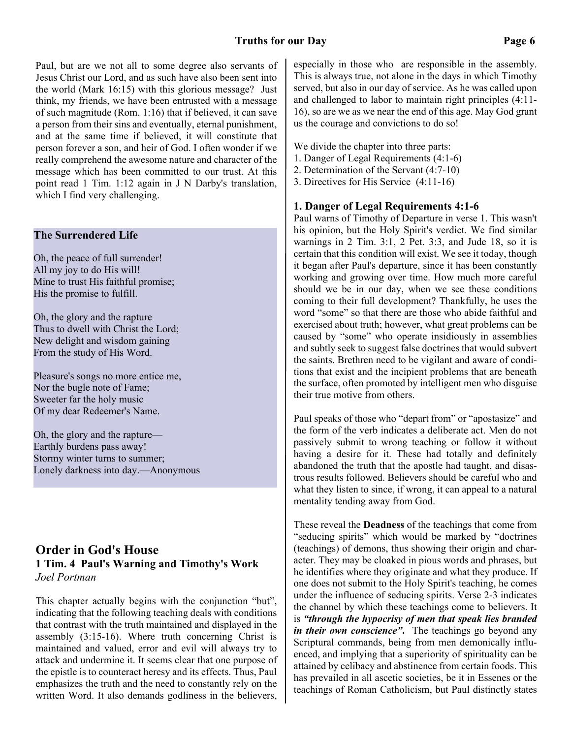Paul, but are we not all to some degree also servants of Jesus Christ our Lord, and as such have also been sent into the world (Mark 16:15) with this glorious message? Just think, my friends, we have been entrusted with a message of such magnitude (Rom. 1:16) that if believed, it can save a person from their sins and eventually, eternal punishment, and at the same time if believed, it will constitute that person forever a son, and heir of God. I often wonder if we really comprehend the awesome nature and character of the message which has been committed to our trust. At this point read 1 Tim. 1:12 again in J N Darby's translation, which I find very challenging.

**The Surrendered Life**

Oh, the peace of full surrender!
All my joy to do His will!
Mine to trust His faithful promise;
His the promise to fulfill.

Oh, the glory and the rapture
Thus to dwell with Christ the Lord;
New delight and wisdom gaining
From the study of His Word.

Pleasure's songs no more entice me,
Nor the bugle note of Fame;
Sweeter far the holy music
Of my dear Redeemer's Name.

Oh, the glory and the rapture—
Earthly burdens pass away!
Stormy winter turns to summer;
Lonely darkness into day.—Anonymous

## Order in God's House

### 1 Tim. 4 Paul's Warning and Timothy's Work

*Joel Portman*

This chapter actually begins with the conjunction "but", indicating that the following teaching deals with conditions that contrast with the truth maintained and displayed in the assembly (3:15-16). Where truth concerning Christ is maintained and valued, error and evil will always try to attack and undermine it. It seems clear that one purpose of the epistle is to counteract heresy and its effects. Thus, Paul emphasizes the truth and the need to constantly rely on the written Word. It also demands godliness in the believers, especially in those who are responsible in the assembly. This is always true, not alone in the days in which Timothy served, but also in our day of service. As he was called upon and challenged to labor to maintain right principles (4:11-16), so are we as we near the end of this age. May God grant us the courage and convictions to do so!

We divide the chapter into three parts:
1. Danger of Legal Requirements (4:1-6)
2. Determination of the Servant (4:7-10)
3. Directives for His Service (4:11-16)

**1. Danger of Legal Requirements 4:1-6**

Paul warns of Timothy of Departure in verse 1. This wasn't his opinion, but the Holy Spirit's verdict. We find similar warnings in 2 Tim. 3:1, 2 Pet. 3:3, and Jude 18, so it is certain that this condition will exist. We see it today, though it began after Paul's departure, since it has been constantly working and growing over time. How much more careful should we be in our day, when we see these conditions coming to their full development? Thankfully, he uses the word "some" so that there are those who abide faithful and exercised about truth; however, what great problems can be caused by "some" who operate insidiously in assemblies and subtly seek to suggest false doctrines that would subvert the saints. Brethren need to be vigilant and aware of conditions that exist and the incipient problems that are beneath the surface, often promoted by intelligent men who disguise their true motive from others.

Paul speaks of those who "depart from" or "apostasize" and the form of the verb indicates a deliberate act. Men do not passively submit to wrong teaching or follow it without having a desire for it. These had totally and definitely abandoned the truth that the apostle had taught, and disastrous results followed. Believers should be careful who and what they listen to since, if wrong, it can appeal to a natural mentality tending away from God.

These reveal the **Deadness** of the teachings that come from "seducing spirits" which would be marked by "doctrines (teachings) of demons, thus showing their origin and character. They may be cloaked in pious words and phrases, but he identifies where they originate and what they produce. If one does not submit to the Holy Spirit's teaching, he comes under the influence of seducing spirits. Verse 2-3 indicates the channel by which these teachings come to believers. It is ***"through the hypocrisy of men that speak lies branded in their own conscience"***. The teachings go beyond any Scriptural commands, being from men demonically influenced, and implying that a superiority of spirituality can be attained by celibacy and abstinence from certain foods. This has prevailed in all ascetic societies, be it in Essenes or the teachings of Roman Catholicism, but Paul distinctly states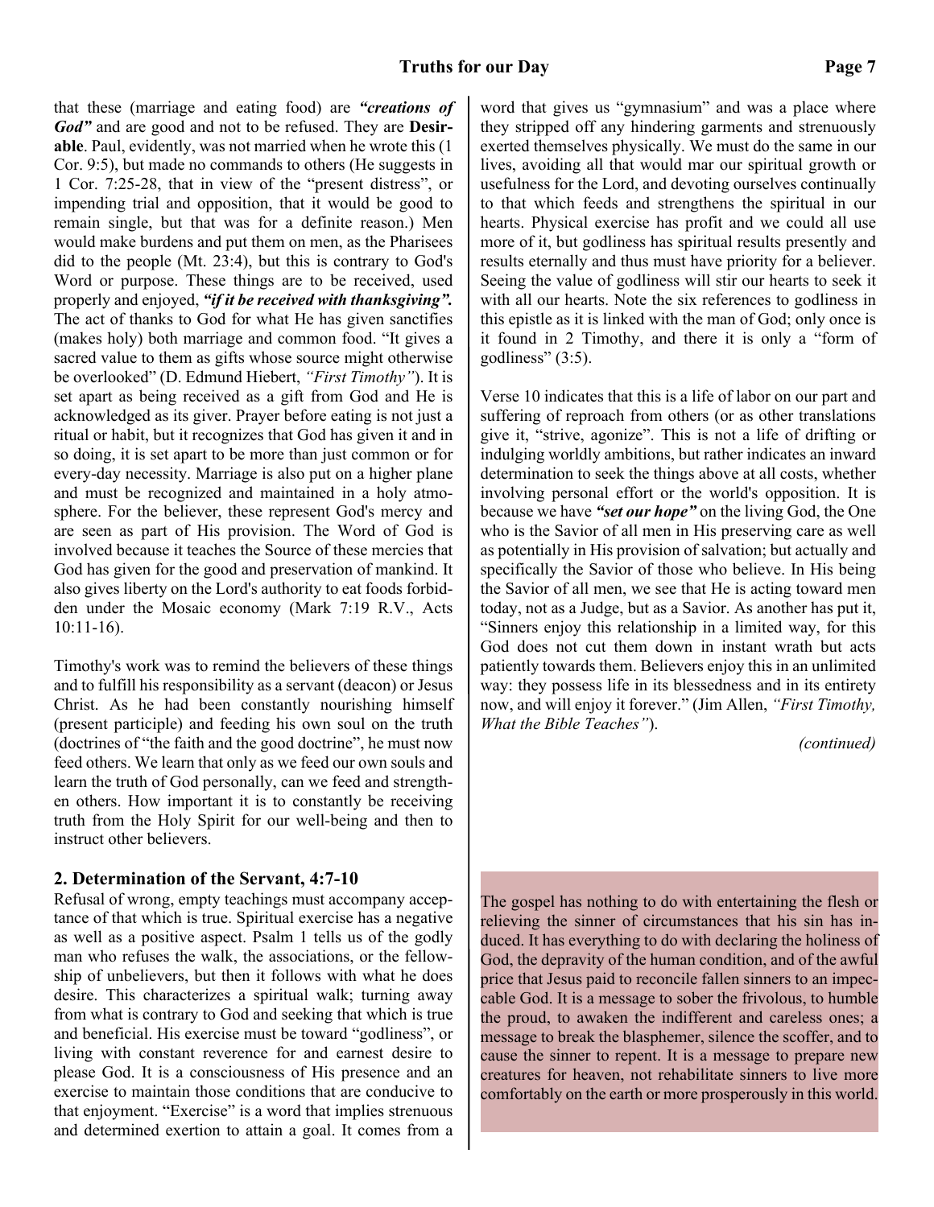that these (marriage and eating food) are ***"creations of God"*** and are good and not to be refused. They are **Desirable**. Paul, evidently, was not married when he wrote this (1 Cor. 9:5), but made no commands to others (He suggests in 1 Cor. 7:25-28, that in view of the "present distress", or impending trial and opposition, that it would be good to remain single, but that was for a definite reason.) Men would make burdens and put them on men, as the Pharisees did to the people (Mt. 23:4), but this is contrary to God's Word or purpose. These things are to be received, used properly and enjoyed, ***"if it be received with thanksgiving".*** The act of thanks to God for what He has given sanctifies (makes holy) both marriage and common food. "It gives a sacred value to them as gifts whose source might otherwise be overlooked" (D. Edmund Hiebert, *"First Timothy"*). It is set apart as being received as a gift from God and He is acknowledged as its giver. Prayer before eating is not just a ritual or habit, but it recognizes that God has given it and in so doing, it is set apart to be more than just common or for every-day necessity. Marriage is also put on a higher plane and must be recognized and maintained in a holy atmosphere. For the believer, these represent God's mercy and are seen as part of His provision. The Word of God is involved because it teaches the Source of these mercies that God has given for the good and preservation of mankind. It also gives liberty on the Lord's authority to eat foods forbidden under the Mosaic economy (Mark 7:19 R.V., Acts 10:11-16).

Timothy's work was to remind the believers of these things and to fulfill his responsibility as a servant (deacon) or Jesus Christ. As he had been constantly nourishing himself (present participle) and feeding his own soul on the truth (doctrines of "the faith and the good doctrine", he must now feed others. We learn that only as we feed our own souls and learn the truth of God personally, can we feed and strengthen others. How important it is to constantly be receiving truth from the Holy Spirit for our well-being and then to instruct other believers.

### 2. Determination of the Servant, 4:7-10

Refusal of wrong, empty teachings must accompany acceptance of that which is true. Spiritual exercise has a negative as well as a positive aspect. Psalm 1 tells us of the godly man who refuses the walk, the associations, or the fellowship of unbelievers, but then it follows with what he does desire. This characterizes a spiritual walk; turning away from what is contrary to God and seeking that which is true and beneficial. His exercise must be toward "godliness", or living with constant reverence for and earnest desire to please God. It is a consciousness of His presence and an exercise to maintain those conditions that are conducive to that enjoyment. "Exercise" is a word that implies strenuous and determined exertion to attain a goal. It comes from a word that gives us "gymnasium" and was a place where they stripped off any hindering garments and strenuously exerted themselves physically. We must do the same in our lives, avoiding all that would mar our spiritual growth or usefulness for the Lord, and devoting ourselves continually to that which feeds and strengthens the spiritual in our hearts. Physical exercise has profit and we could all use more of it, but godliness has spiritual results presently and results eternally and thus must have priority for a believer. Seeing the value of godliness will stir our hearts to seek it with all our hearts. Note the six references to godliness in this epistle as it is linked with the man of God; only once is it found in 2 Timothy, and there it is only a "form of godliness" (3:5).

Verse 10 indicates that this is a life of labor on our part and suffering of reproach from others (or as other translations give it, "strive, agonize". This is not a life of drifting or indulging worldly ambitions, but rather indicates an inward determination to seek the things above at all costs, whether involving personal effort or the world's opposition. It is because we have ***"set our hope"*** on the living God, the One who is the Savior of all men in His preserving care as well as potentially in His provision of salvation; but actually and specifically the Savior of those who believe. In His being the Savior of all men, we see that He is acting toward men today, not as a Judge, but as a Savior. As another has put it, "Sinners enjoy this relationship in a limited way, for this God does not cut them down in instant wrath but acts patiently towards them. Believers enjoy this in an unlimited way: they possess life in its blessedness and in its entirety now, and will enjoy it forever." (Jim Allen, *"First Timothy, What the Bible Teaches"*).

*(continued)*

The gospel has nothing to do with entertaining the flesh or relieving the sinner of circumstances that his sin has induced. It has everything to do with declaring the holiness of God, the depravity of the human condition, and of the awful price that Jesus paid to reconcile fallen sinners to an impeccable God. It is a message to sober the frivolous, to humble the proud, to awaken the indifferent and careless ones; a message to break the blasphemer, silence the scoffer, and to cause the sinner to repent. It is a message to prepare new creatures for heaven, not rehabilitate sinners to live more comfortably on the earth or more prosperously in this world.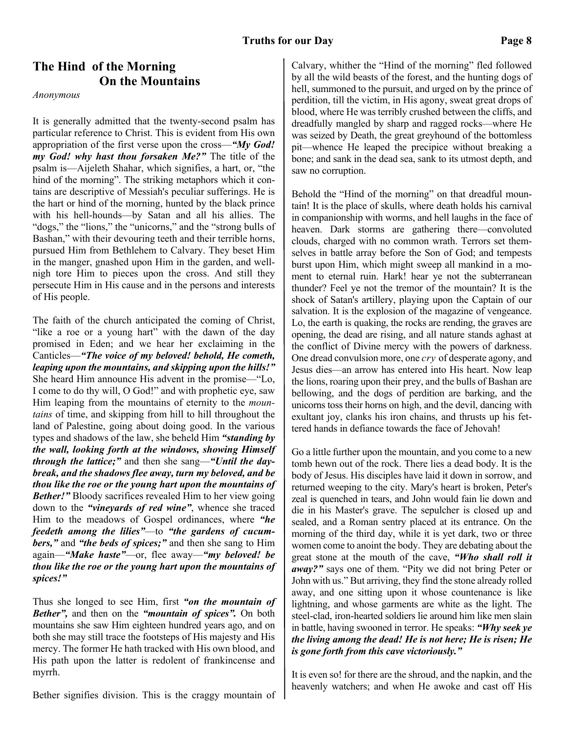## The Hind of the Morning On the Mountains

*Anonymous*

It is generally admitted that the twenty-second psalm has particular reference to Christ. This is evident from His own appropriation of the first verse upon the cross—***"My God! my God! why hast thou forsaken Me?"*** The title of the psalm is—Aijeleth Shahar, which signifies, a hart, or, "the hind of the morning". The striking metaphors which it contains are descriptive of Messiah's peculiar sufferings. He is the hart or hind of the morning, hunted by the black prince with his hell-hounds—by Satan and all his allies. The "dogs," the "lions," the "unicorns," and the "strong bulls of Bashan," with their devouring teeth and their terrible horns, pursued Him from Bethlehem to Calvary. They beset Him in the manger, gnashed upon Him in the garden, and well-nigh tore Him to pieces upon the cross. And still they persecute Him in His cause and in the persons and interests of His people.

The faith of the church anticipated the coming of Christ, "like a roe or a young hart" with the dawn of the day promised in Eden; and we hear her exclaiming in the Canticles—***"The voice of my beloved! behold, He cometh, leaping upon the mountains, and skipping upon the hills!"*** She heard Him announce His advent in the promise—"Lo, I come to do thy will, O God!" and with prophetic eye, saw Him leaping from the mountains of eternity to the *mountains* of time, and skipping from hill to hill throughout the land of Palestine, going about doing good. In the various types and shadows of the law, she beheld Him ***"standing by the wall, looking forth at the windows, showing Himself through the lattice;"*** and then she sang—***"Until the day-break, and the shadows flee away, turn my beloved, and be thou like the roe or the young hart upon the mountains of Bether!"*** Bloody sacrifices revealed Him to her view going down to the ***"vineyards of red wine"***, whence she traced Him to the meadows of Gospel ordinances, where ***"he feedeth among the lilies"***—to ***"the gardens of cucumbers,"*** and ***"the beds of spices;"*** and then she sang to Him again—***"Make haste"***—or, flee away—***"my beloved! be thou like the roe or the young hart upon the mountains of spices!"***

Thus she longed to see Him, first ***"on the mountain of Bether",*** and then on the ***"mountain of spices".*** On both mountains she saw Him eighteen hundred years ago, and on both she may still trace the footsteps of His majesty and His mercy. The former He hath tracked with His own blood, and His path upon the latter is redolent of frankincense and myrrh.

Bether signifies division. This is the craggy mountain of Calvary, whither the "Hind of the morning" fled followed by all the wild beasts of the forest, and the hunting dogs of hell, summoned to the pursuit, and urged on by the prince of perdition, till the victim, in His agony, sweat great drops of blood, where He was terribly crushed between the cliffs, and dreadfully mangled by sharp and ragged rocks—where He was seized by Death, the great greyhound of the bottomless pit—whence He leaped the precipice without breaking a bone; and sank in the dead sea, sank to its utmost depth, and saw no corruption.

Behold the "Hind of the morning" on that dreadful mountain! It is the place of skulls, where death holds his carnival in companionship with worms, and hell laughs in the face of heaven. Dark storms are gathering there—convoluted clouds, charged with no common wrath. Terrors set themselves in battle array before the Son of God; and tempests burst upon Him, which might sweep all mankind in a moment to eternal ruin. Hark! hear ye not the subterranean thunder? Feel ye not the tremor of the mountain? It is the shock of Satan's artillery, playing upon the Captain of our salvation. It is the explosion of the magazine of vengeance. Lo, the earth is quaking, the rocks are rending, the graves are opening, the dead are rising, and all nature stands aghast at the conflict of Divine mercy with the powers of darkness. One dread convulsion more, one *cry* of desperate agony, and Jesus dies—an arrow has entered into His heart. Now leap the lions, roaring upon their prey, and the bulls of Bashan are bellowing, and the dogs of perdition are barking, and the unicorns toss their horns on high, and the devil, dancing with exultant joy, clanks his iron chains, and thrusts up his fettered hands in defiance towards the face of Jehovah!

Go a little further upon the mountain, and you come to a new tomb hewn out of the rock. There lies a dead body. It is the body of Jesus. His disciples have laid it down in sorrow, and returned weeping to the city. Mary's heart is broken, Peter's zeal is quenched in tears, and John would fain lie down and die in his Master's grave. The sepulcher is closed up and sealed, and a Roman sentry placed at its entrance. On the morning of the third day, while it is yet dark, two or three women come to anoint the body. They are debating about the great stone at the mouth of the cave, ***"Who shall roll it away?"*** says one of them. "Pity we did not bring Peter or John with us." But arriving, they find the stone already rolled away, and one sitting upon it whose countenance is like lightning, and whose garments are white as the light. The steel-clad, iron-hearted soldiers lie around him like men slain in battle, having swooned in terror. He speaks: ***"Why seek ye the living among the dead! He is not here; He is risen; He is gone forth from this cave victoriously."***

It is even so! for there are the shroud, and the napkin, and the heavenly watchers; and when He awoke and cast off His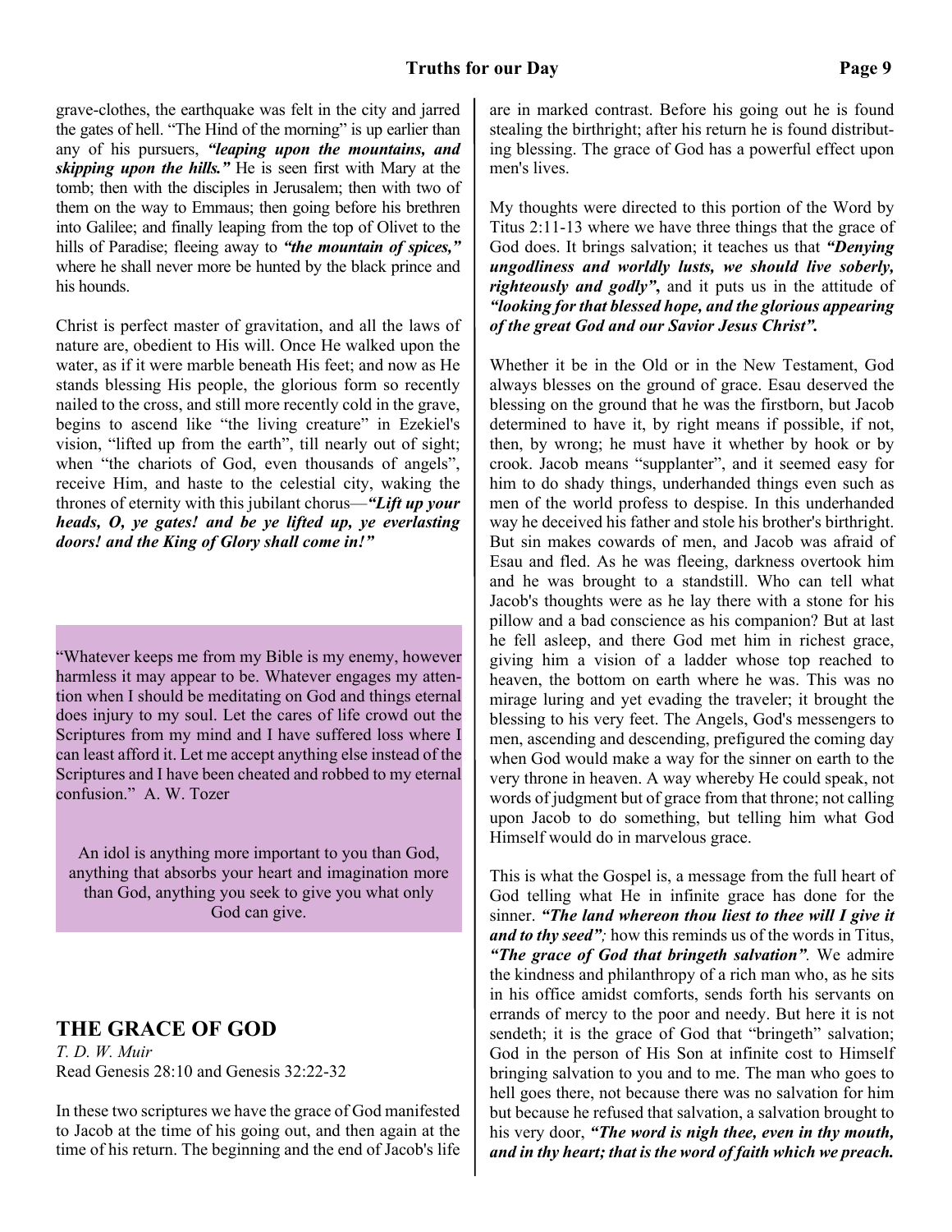grave-clothes, the earthquake was felt in the city and jarred the gates of hell. "The Hind of the morning" is up earlier than any of his pursuers, ***"leaping upon the mountains, and skipping upon the hills."*** He is seen first with Mary at the tomb; then with the disciples in Jerusalem; then with two of them on the way to Emmaus; then going before his brethren into Galilee; and finally leaping from the top of Olivet to the hills of Paradise; fleeing away to ***"the mountain of spices,"*** where he shall never more be hunted by the black prince and his hounds.

Christ is perfect master of gravitation, and all the laws of nature are, obedient to His will. Once He walked upon the water, as if it were marble beneath His feet; and now as He stands blessing His people, the glorious form so recently nailed to the cross, and still more recently cold in the grave, begins to ascend like "the living creature" in Ezekiel's vision, "lifted up from the earth", till nearly out of sight; when "the chariots of God, even thousands of angels", receive Him, and haste to the celestial city, waking the thrones of eternity with this jubilant chorus—***"Lift up your heads, O, ye gates! and be ye lifted up, ye everlasting doors! and the King of Glory shall come in!"***

"Whatever keeps me from my Bible is my enemy, however harmless it may appear to be. Whatever engages my attention when I should be meditating on God and things eternal does injury to my soul. Let the cares of life crowd out the Scriptures from my mind and I have suffered loss where I can least afford it. Let me accept anything else instead of the Scriptures and I have been cheated and robbed to my eternal confusion." A. W. Tozer

An idol is anything more important to you than God, anything that absorbs your heart and imagination more than God, anything you seek to give you what only God can give.

## THE GRACE OF GOD

*T. D. W. Muir*

Read Genesis 28:10 and Genesis 32:22-32

In these two scriptures we have the grace of God manifested to Jacob at the time of his going out, and then again at the time of his return. The beginning and the end of Jacob's life are in marked contrast. Before his going out he is found stealing the birthright; after his return he is found distributing blessing. The grace of God has a powerful effect upon men's lives.

My thoughts were directed to this portion of the Word by Titus 2:11-13 where we have three things that the grace of God does. It brings salvation; it teaches us that ***"Denying ungodliness and worldly lusts, we should live soberly, righteously and godly"***, and it puts us in the attitude of ***"looking for that blessed hope, and the glorious appearing of the great God and our Savior Jesus Christ".***

Whether it be in the Old or in the New Testament, God always blesses on the ground of grace. Esau deserved the blessing on the ground that he was the firstborn, but Jacob determined to have it, by right means if possible, if not, then, by wrong; he must have it whether by hook or by crook. Jacob means "supplanter", and it seemed easy for him to do shady things, underhanded things even such as men of the world profess to despise. In this underhanded way he deceived his father and stole his brother's birthright. But sin makes cowards of men, and Jacob was afraid of Esau and fled. As he was fleeing, darkness overtook him and he was brought to a standstill. Who can tell what Jacob's thoughts were as he lay there with a stone for his pillow and a bad conscience as his companion? But at last he fell asleep, and there God met him in richest grace, giving him a vision of a ladder whose top reached to heaven, the bottom on earth where he was. This was no mirage luring and yet evading the traveler; it brought the blessing to his very feet. The Angels, God's messengers to men, ascending and descending, prefigured the coming day when God would make a way for the sinner on earth to the very throne in heaven. A way whereby He could speak, not words of judgment but of grace from that throne; not calling upon Jacob to do something, but telling him what God Himself would do in marvelous grace.

This is what the Gospel is, a message from the full heart of God telling what He in infinite grace has done for the sinner. ***"The land whereon thou liest to thee will I give it and to thy seed"***; how this reminds us of the words in Titus, ***"The grace of God that bringeth salvation"***. We admire the kindness and philanthropy of a rich man who, as he sits in his office amidst comforts, sends forth his servants on errands of mercy to the poor and needy. But here it is not sendeth; it is the grace of God that "bringeth" salvation; God in the person of His Son at infinite cost to Himself bringing salvation to you and to me. The man who goes to hell goes there, not because there was no salvation for him but because he refused that salvation, a salvation brought to his very door, ***"The word is nigh thee, even in thy mouth, and in thy heart; that is the word of faith which we preach.***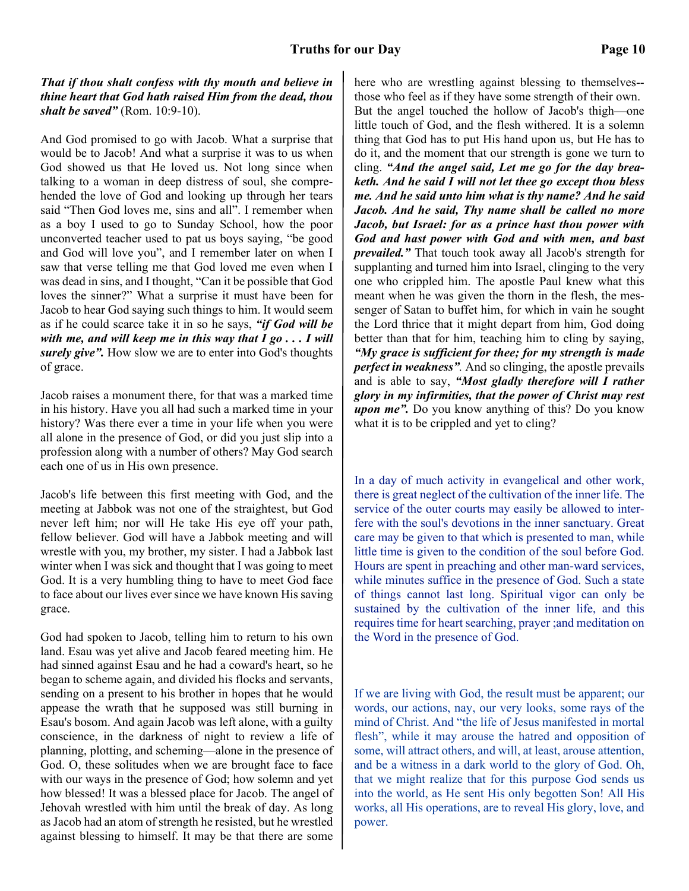***That if thou shalt confess with thy mouth and believe in thine heart that God hath raised Him from the dead, thou shalt be saved"*** (Rom. 10:9-10).

And God promised to go with Jacob. What a surprise that would be to Jacob! And what a surprise it was to us when God showed us that He loved us. Not long since when talking to a woman in deep distress of soul, she comprehended the love of God and looking up through her tears said "Then God loves me, sins and all". I remember when as a boy I used to go to Sunday School, how the poor unconverted teacher used to pat us boys saying, "be good and God will love you", and I remember later on when I saw that verse telling me that God loved me even when I was dead in sins, and I thought, "Can it be possible that God loves the sinner?" What a surprise it must have been for Jacob to hear God saying such things to him. It would seem as if he could scarce take it in so he says, ***"if God will be with me, and will keep me in this way that I go . . . I will surely give".*** How slow we are to enter into God's thoughts of grace.

Jacob raises a monument there, for that was a marked time in his history. Have you all had such a marked time in your history? Was there ever a time in your life when you were all alone in the presence of God, or did you just slip into a profession along with a number of others? May God search each one of us in His own presence.

Jacob's life between this first meeting with God, and the meeting at Jabbok was not one of the straightest, but God never left him; nor will He take His eye off your path, fellow believer. God will have a Jabbok meeting and will wrestle with you, my brother, my sister. I had a Jabbok last winter when I was sick and thought that I was going to meet God. It is a very humbling thing to have to meet God face to face about our lives ever since we have known His saving grace.

God had spoken to Jacob, telling him to return to his own land. Esau was yet alive and Jacob feared meeting him. He had sinned against Esau and he had a coward's heart, so he began to scheme again, and divided his flocks and servants, sending on a present to his brother in hopes that he would appease the wrath that he supposed was still burning in Esau's bosom. And again Jacob was left alone, with a guilty conscience, in the darkness of night to review a life of planning, plotting, and scheming—alone in the presence of God. O, these solitudes when we are brought face to face with our ways in the presence of God; how solemn and yet how blessed! It was a blessed place for Jacob. The angel of Jehovah wrestled with him until the break of day. As long as Jacob had an atom of strength he resisted, but he wrestled against blessing to himself. It may be that there are some here who are wrestling against blessing to themselves--those who feel as if they have some strength of their own. But the angel touched the hollow of Jacob's thigh—one little touch of God, and the flesh withered. It is a solemn thing that God has to put His hand upon us, but He has to do it, and the moment that our strength is gone we turn to cling. ***"And the angel said, Let me go for the day breaketh. And he said I will not let thee go except thou bless me. And he said unto him what is thy name? And he said Jacob. And he said, Thy name shall be called no more Jacob, but Israel: for as a prince hast thou power with God and hast power with God and with men, and bast prevailed."*** That touch took away all Jacob's strength for supplanting and turned him into Israel, clinging to the very one who crippled him. The apostle Paul knew what this meant when he was given the thorn in the flesh, the messenger of Satan to buffet him, for which in vain he sought the Lord thrice that it might depart from him, God doing better than that for him, teaching him to cling by saying, ***"My grace is sufficient for thee; for my strength is made perfect in weakness"***. And so clinging, the apostle prevails and is able to say, ***"Most gladly therefore will I rather glory in my infirmities, that the power of Christ may rest upon me".*** Do you know anything of this? Do you know what it is to be crippled and yet to cling?

In a day of much activity in evangelical and other work, there is great neglect of the cultivation of the inner life. The service of the outer courts may easily be allowed to interfere with the soul's devotions in the inner sanctuary. Great care may be given to that which is presented to man, while little time is given to the condition of the soul before God. Hours are spent in preaching and other man-ward services, while minutes suffice in the presence of God. Such a state of things cannot last long. Spiritual vigor can only be sustained by the cultivation of the inner life, and this requires time for heart searching, prayer ;and meditation on the Word in the presence of God.

If we are living with God, the result must be apparent; our words, our actions, nay, our very looks, some rays of the mind of Christ. And "the life of Jesus manifested in mortal flesh", while it may arouse the hatred and opposition of some, will attract others, and will, at least, arouse attention, and be a witness in a dark world to the glory of God. Oh, that we might realize that for this purpose God sends us into the world, as He sent His only begotten Son! All His works, all His operations, are to reveal His glory, love, and power.